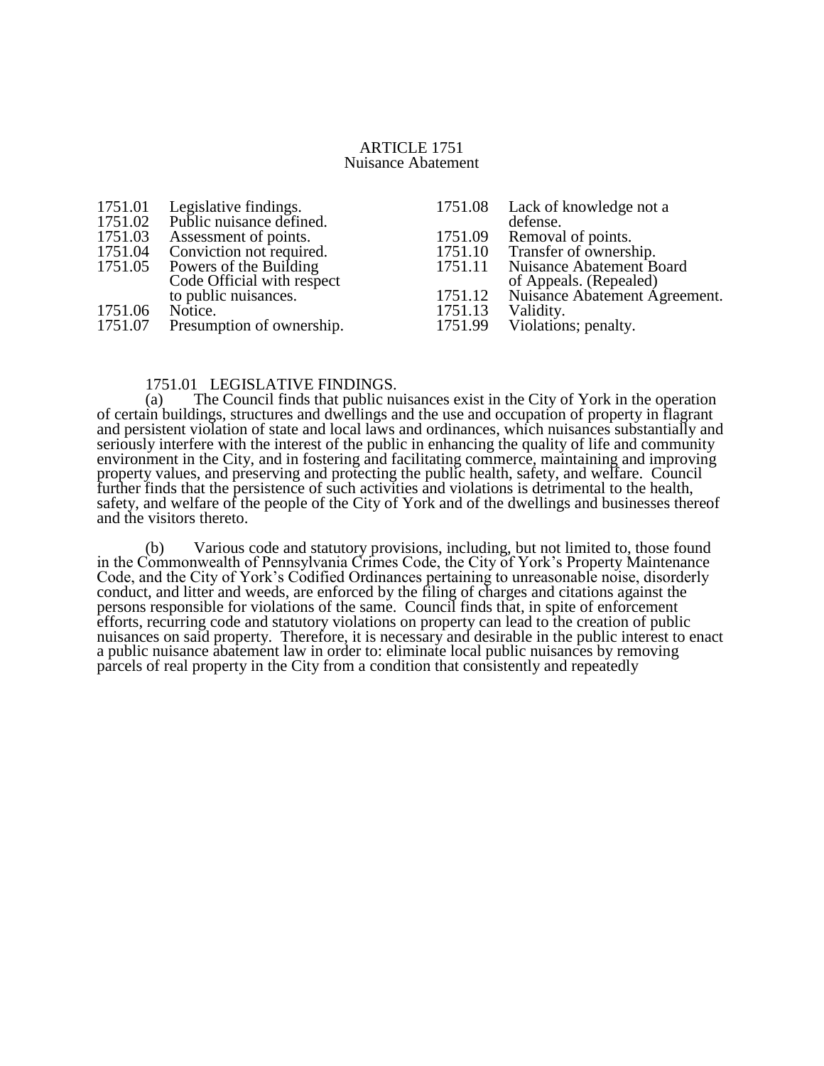# ARTICLE 1751
## Nuisance Abatement

| | |
|---|---|
| 1751.01 | Legislative findings. |
| 1751.02 | Public nuisance defined. |
| 1751.03 | Assessment of points. |
| 1751.04 | Conviction not required. |
| 1751.05 | Powers of the Building Code Official with respect to public nuisances. |
| 1751.06 | Notice. |
| 1751.07 | Presumption of ownership. |
| 1751.08 | Lack of knowledge not a defense. |
| 1751.09 | Removal of points. |
| 1751.10 | Transfer of ownership. |
| 1751.11 | Nuisance Abatement Board of Appeals. (Repealed) |
| 1751.12 | Nuisance Abatement Agreement. |
| 1751.13 | Validity. |
| 1751.99 | Violations; penalty. |

### 1751.01 LEGISLATIVE FINDINGS.

(a) The Council finds that public nuisances exist in the City of York in the operation of certain buildings, structures and dwellings and the use and occupation of property in flagrant and persistent violation of state and local laws and ordinances, which nuisances substantially and seriously interfere with the interest of the public in enhancing the quality of life and community environment in the City, and in fostering and facilitating commerce, maintaining and improving property values, and preserving and protecting the public health, safety, and welfare. Council further finds that the persistence of such activities and violations is detrimental to the health, safety, and welfare of the people of the City of York and of the dwellings and businesses thereof and the visitors thereto.

(b) Various code and statutory provisions, including, but not limited to, those found in the Commonwealth of Pennsylvania Crimes Code, the City of York's Property Maintenance Code, and the City of York's Codified Ordinances pertaining to unreasonable noise, disorderly conduct, and litter and weeds, are enforced by the filing of charges and citations against the persons responsible for violations of the same. Council finds that, in spite of enforcement efforts, recurring code and statutory violations on property can lead to the creation of public nuisances on said property. Therefore, it is necessary and desirable in the public interest to enact a public nuisance abatement law in order to: eliminate local public nuisances by removing parcels of real property in the City from a condition that consistently and repeatedly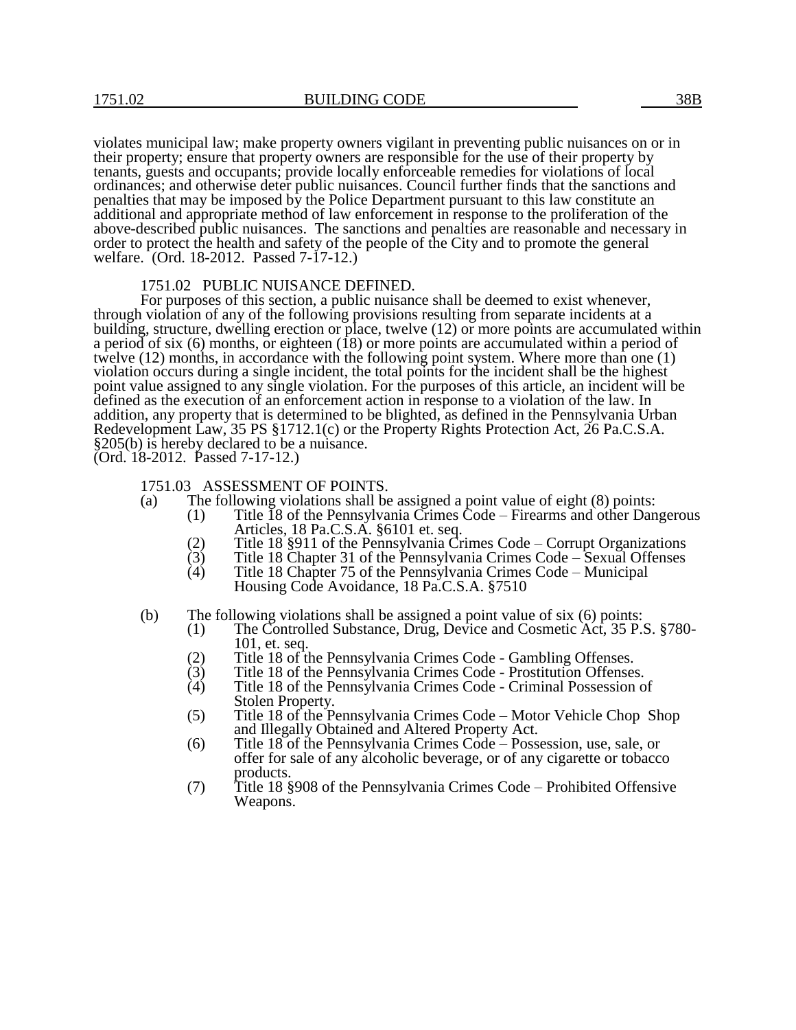violates municipal law; make property owners vigilant in preventing public nuisances on or in their property; ensure that property owners are responsible for the use of their property by tenants, guests and occupants; provide locally enforceable remedies for violations of local ordinances; and otherwise deter public nuisances. Council further finds that the sanctions and penalties that may be imposed by the Police Department pursuant to this law constitute an additional and appropriate method of law enforcement in response to the proliferation of the above-described public nuisances. The sanctions and penalties are reasonable and necessary in order to protect the health and safety of the people of the City and to promote the general welfare. (Ord. 18-2012. Passed 7-17-12.)

### 1751.02 PUBLIC NUISANCE DEFINED.

For purposes of this section, a public nuisance shall be deemed to exist whenever, through violation of any of the following provisions resulting from separate incidents at a building, structure, dwelling erection or place, twelve (12) or more points are accumulated within a period of six (6) months, or eighteen (18) or more points are accumulated within a period of twelve (12) months, in accordance with the following point system. Where more than one (1) violation occurs during a single incident, the total points for the incident shall be the highest point value assigned to any single violation. For the purposes of this article, an incident will be defined as the execution of an enforcement action in response to a violation of the law. In addition, any property that is determined to be blighted, as defined in the Pennsylvania Urban Redevelopment Law, 35 PS §1712.1(c) or the Property Rights Protection Act, 26 Pa.C.S.A. §205(b) is hereby declared to be a nuisance.
(Ord. 18-2012. Passed 7-17-12.)

### 1751.03 ASSESSMENT OF POINTS.

(a) The following violations shall be assigned a point value of eight (8) points:

- (1) Title 18 of the Pennsylvania Crimes Code – Firearms and other Dangerous Articles, 18 Pa.C.S.A. §6101 et. seq.
- (2) Title 18 §911 of the Pennsylvania Crimes Code – Corrupt Organizations
- (3) Title 18 Chapter 31 of the Pennsylvania Crimes Code – Sexual Offenses
- (4) Title 18 Chapter 75 of the Pennsylvania Crimes Code – Municipal Housing Code Avoidance, 18 Pa.C.S.A. §7510

(b) The following violations shall be assigned a point value of six (6) points:

- (1) The Controlled Substance, Drug, Device and Cosmetic Act, 35 P.S. §780-101, et. seq.
- (2) Title 18 of the Pennsylvania Crimes Code - Gambling Offenses.
- (3) Title 18 of the Pennsylvania Crimes Code - Prostitution Offenses.
- (4) Title 18 of the Pennsylvania Crimes Code - Criminal Possession of Stolen Property.
- (5) Title 18 of the Pennsylvania Crimes Code – Motor Vehicle Chop Shop and Illegally Obtained and Altered Property Act.
- (6) Title 18 of the Pennsylvania Crimes Code – Possession, use, sale, or offer for sale of any alcoholic beverage, or of any cigarette or tobacco products.
- (7) Title 18 §908 of the Pennsylvania Crimes Code – Prohibited Offensive Weapons.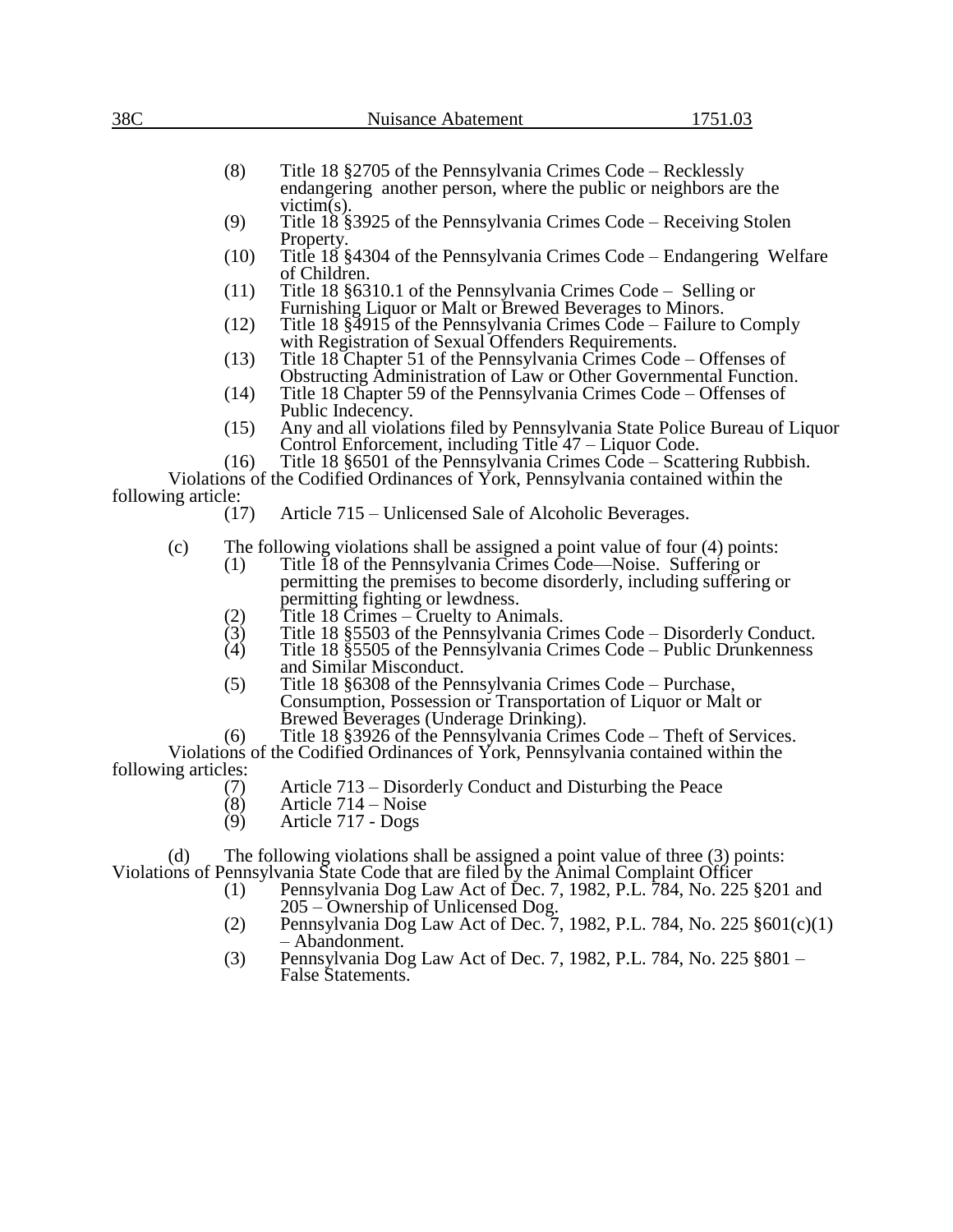(8) Title 18 §2705 of the Pennsylvania Crimes Code – Recklessly endangering another person, where the public or neighbors are the victim(s).

(9) Title 18 §3925 of the Pennsylvania Crimes Code – Receiving Stolen Property.

(10) Title 18 §4304 of the Pennsylvania Crimes Code – Endangering Welfare of Children.

(11) Title 18 §6310.1 of the Pennsylvania Crimes Code – Selling or Furnishing Liquor or Malt or Brewed Beverages to Minors.

(12) Title 18 §4915 of the Pennsylvania Crimes Code – Failure to Comply with Registration of Sexual Offenders Requirements.

(13) Title 18 Chapter 51 of the Pennsylvania Crimes Code – Offenses of Obstructing Administration of Law or Other Governmental Function.

(14) Title 18 Chapter 59 of the Pennsylvania Crimes Code – Offenses of Public Indecency.

(15) Any and all violations filed by Pennsylvania State Police Bureau of Liquor Control Enforcement, including Title 47 – Liquor Code.

(16) Title 18 §6501 of the Pennsylvania Crimes Code – Scattering Rubbish.

Violations of the Codified Ordinances of York, Pennsylvania contained within the following article:

(17) Article 715 – Unlicensed Sale of Alcoholic Beverages.

(c) The following violations shall be assigned a point value of four (4) points:

(1) Title 18 of the Pennsylvania Crimes Code—Noise. Suffering or permitting the premises to become disorderly, including suffering or permitting fighting or lewdness.

(2) Title 18 Crimes – Cruelty to Animals.

(3) Title 18 §5503 of the Pennsylvania Crimes Code – Disorderly Conduct.

(4) Title 18 §5505 of the Pennsylvania Crimes Code – Public Drunkenness and Similar Misconduct.

(5) Title 18 §6308 of the Pennsylvania Crimes Code – Purchase, Consumption, Possession or Transportation of Liquor or Malt or Brewed Beverages (Underage Drinking).

(6) Title 18 §3926 of the Pennsylvania Crimes Code – Theft of Services.

Violations of the Codified Ordinances of York, Pennsylvania contained within the following articles:

(7) Article 713 – Disorderly Conduct and Disturbing the Peace

(8) Article 714 – Noise

(9) Article 717 - Dogs

(d) The following violations shall be assigned a point value of three (3) points: Violations of Pennsylvania State Code that are filed by the Animal Complaint Officer

(1) Pennsylvania Dog Law Act of Dec. 7, 1982, P.L. 784, No. 225 §201 and 205 – Ownership of Unlicensed Dog.

(2) Pennsylvania Dog Law Act of Dec. 7, 1982, P.L. 784, No. 225 §601(c)(1) – Abandonment.

(3) Pennsylvania Dog Law Act of Dec. 7, 1982, P.L. 784, No. 225 §801 – False Statements.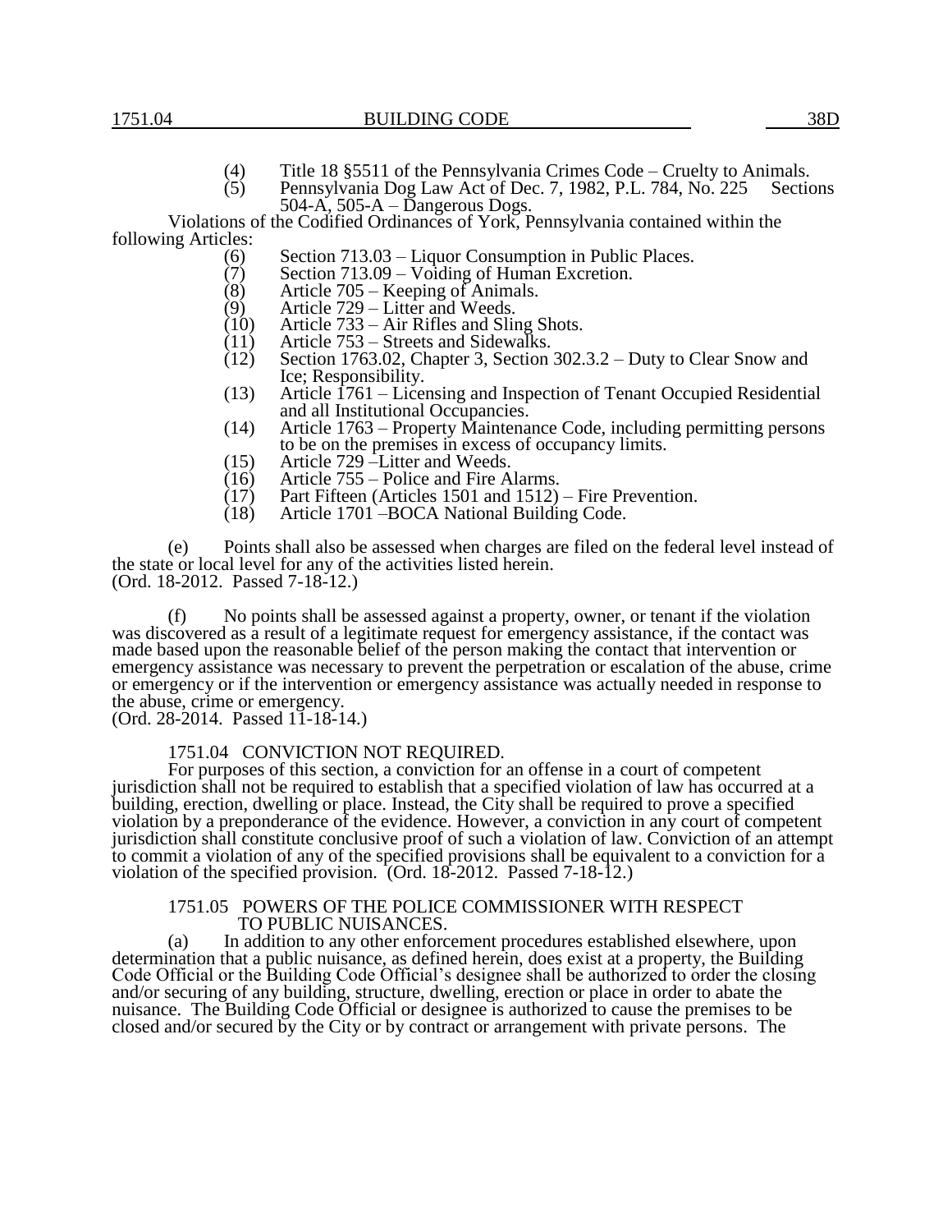(4) Title 18 §5511 of the Pennsylvania Crimes Code – Cruelty to Animals.

(5) Pennsylvania Dog Law Act of Dec. 7, 1982, P.L. 784, No. 225 Sections 504-A, 505-A – Dangerous Dogs.

Violations of the Codified Ordinances of York, Pennsylvania contained within the following Articles:

(6) Section 713.03 – Liquor Consumption in Public Places.

(7) Section 713.09 – Voiding of Human Excretion.

(8) Article 705 – Keeping of Animals.

(9) Article 729 – Litter and Weeds.

(10) Article 733 – Air Rifles and Sling Shots.

(11) Article 753 – Streets and Sidewalks.

(12) Section 1763.02, Chapter 3, Section 302.3.2 – Duty to Clear Snow and Ice; Responsibility.

(13) Article 1761 – Licensing and Inspection of Tenant Occupied Residential and all Institutional Occupancies.

(14) Article 1763 – Property Maintenance Code, including permitting persons to be on the premises in excess of occupancy limits.

(15) Article 729 –Litter and Weeds.

(16) Article 755 – Police and Fire Alarms.

(17) Part Fifteen (Articles 1501 and 1512) – Fire Prevention.

(18) Article 1701 –BOCA National Building Code.

(e) Points shall also be assessed when charges are filed on the federal level instead of the state or local level for any of the activities listed herein.
(Ord. 18-2012. Passed 7-18-12.)

(f) No points shall be assessed against a property, owner, or tenant if the violation was discovered as a result of a legitimate request for emergency assistance, if the contact was made based upon the reasonable belief of the person making the contact that intervention or emergency assistance was necessary to prevent the perpetration or escalation of the abuse, crime or emergency or if the intervention or emergency assistance was actually needed in response to the abuse, crime or emergency.
(Ord. 28-2014. Passed 11-18-14.)

### 1751.04 CONVICTION NOT REQUIRED.

For purposes of this section, a conviction for an offense in a court of competent jurisdiction shall not be required to establish that a specified violation of law has occurred at a building, erection, dwelling or place. Instead, the City shall be required to prove a specified violation by a preponderance of the evidence. However, a conviction in any court of competent jurisdiction shall constitute conclusive proof of such a violation of law. Conviction of an attempt to commit a violation of any of the specified provisions shall be equivalent to a conviction for a violation of the specified provision. (Ord. 18-2012. Passed 7-18-12.)

### 1751.05 POWERS OF THE POLICE COMMISSIONER WITH RESPECT TO PUBLIC NUISANCES.

(a) In addition to any other enforcement procedures established elsewhere, upon determination that a public nuisance, as defined herein, does exist at a property, the Building Code Official or the Building Code Official's designee shall be authorized to order the closing and/or securing of any building, structure, dwelling, erection or place in order to abate the nuisance. The Building Code Official or designee is authorized to cause the premises to be closed and/or secured by the City or by contract or arrangement with private persons. The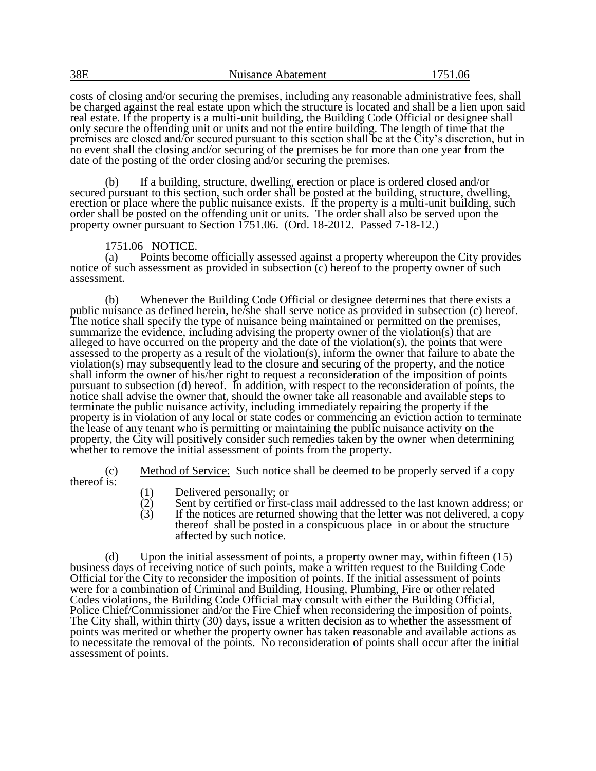costs of closing and/or securing the premises, including any reasonable administrative fees, shall be charged against the real estate upon which the structure is located and shall be a lien upon said real estate. If the property is a multi-unit building, the Building Code Official or designee shall only secure the offending unit or units and not the entire building. The length of time that the premises are closed and/or secured pursuant to this section shall be at the City's discretion, but in no event shall the closing and/or securing of the premises be for more than one year from the date of the posting of the order closing and/or securing the premises.

(b) If a building, structure, dwelling, erection or place is ordered closed and/or secured pursuant to this section, such order shall be posted at the building, structure, dwelling, erection or place where the public nuisance exists. If the property is a multi-unit building, such order shall be posted on the offending unit or units. The order shall also be served upon the property owner pursuant to Section 1751.06. (Ord. 18-2012. Passed 7-18-12.)

1751.06 NOTICE.

(a) Points become officially assessed against a property whereupon the City provides notice of such assessment as provided in subsection (c) hereof to the property owner of such assessment.

(b) Whenever the Building Code Official or designee determines that there exists a public nuisance as defined herein, he/she shall serve notice as provided in subsection (c) hereof. The notice shall specify the type of nuisance being maintained or permitted on the premises, summarize the evidence, including advising the property owner of the violation(s) that are alleged to have occurred on the property and the date of the violation(s), the points that were assessed to the property as a result of the violation(s), inform the owner that failure to abate the violation(s) may subsequently lead to the closure and securing of the property, and the notice shall inform the owner of his/her right to request a reconsideration of the imposition of points pursuant to subsection (d) hereof. In addition, with respect to the reconsideration of points, the notice shall advise the owner that, should the owner take all reasonable and available steps to terminate the public nuisance activity, including immediately repairing the property if the property is in violation of any local or state codes or commencing an eviction action to terminate the lease of any tenant who is permitting or maintaining the public nuisance activity on the property, the City will positively consider such remedies taken by the owner when determining whether to remove the initial assessment of points from the property.

(c) Method of Service: Such notice shall be deemed to be properly served if a copy thereof is:

(1) Delivered personally; or
(2) Sent by certified or first-class mail addressed to the last known address; or
(3) If the notices are returned showing that the letter was not delivered, a copy thereof shall be posted in a conspicuous place in or about the structure affected by such notice.

(d) Upon the initial assessment of points, a property owner may, within fifteen (15) business days of receiving notice of such points, make a written request to the Building Code Official for the City to reconsider the imposition of points. If the initial assessment of points were for a combination of Criminal and Building, Housing, Plumbing, Fire or other related Codes violations, the Building Code Official may consult with either the Building Official, Police Chief/Commissioner and/or the Fire Chief when reconsidering the imposition of points. The City shall, within thirty (30) days, issue a written decision as to whether the assessment of points was merited or whether the property owner has taken reasonable and available actions as to necessitate the removal of the points. No reconsideration of points shall occur after the initial assessment of points.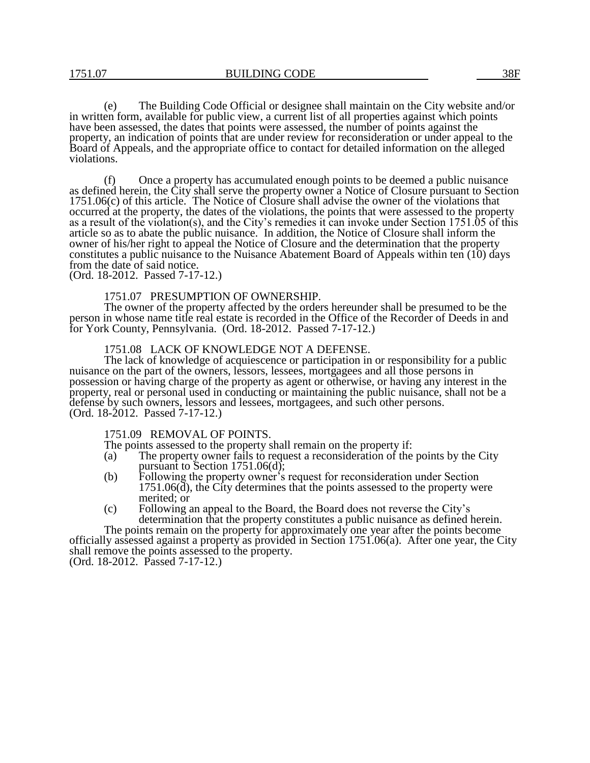(e) The Building Code Official or designee shall maintain on the City website and/or in written form, available for public view, a current list of all properties against which points have been assessed, the dates that points were assessed, the number of points against the property, an indication of points that are under review for reconsideration or under appeal to the Board of Appeals, and the appropriate office to contact for detailed information on the alleged violations.

(f) Once a property has accumulated enough points to be deemed a public nuisance as defined herein, the City shall serve the property owner a Notice of Closure pursuant to Section 1751.06(c) of this article. The Notice of Closure shall advise the owner of the violations that occurred at the property, the dates of the violations, the points that were assessed to the property as a result of the violation(s), and the City's remedies it can invoke under Section 1751.05 of this article so as to abate the public nuisance. In addition, the Notice of Closure shall inform the owner of his/her right to appeal the Notice of Closure and the determination that the property constitutes a public nuisance to the Nuisance Abatement Board of Appeals within ten (10) days from the date of said notice.
(Ord. 18-2012. Passed 7-17-12.)

### 1751.07 PRESUMPTION OF OWNERSHIP.

The owner of the property affected by the orders hereunder shall be presumed to be the person in whose name title real estate is recorded in the Office of the Recorder of Deeds in and for York County, Pennsylvania. (Ord. 18-2012. Passed 7-17-12.)

### 1751.08 LACK OF KNOWLEDGE NOT A DEFENSE.

The lack of knowledge of acquiescence or participation in or responsibility for a public nuisance on the part of the owners, lessors, lessees, mortgagees and all those persons in possession or having charge of the property as agent or otherwise, or having any interest in the property, real or personal used in conducting or maintaining the public nuisance, shall not be a defense by such owners, lessors and lessees, mortgagees, and such other persons.
(Ord. 18-2012. Passed 7-17-12.)

### 1751.09 REMOVAL OF POINTS.

The points assessed to the property shall remain on the property if:

(a) The property owner fails to request a reconsideration of the points by the City pursuant to Section 1751.06(d);

(b) Following the property owner's request for reconsideration under Section 1751.06(d), the City determines that the points assessed to the property were merited; or

(c) Following an appeal to the Board, the Board does not reverse the City's determination that the property constitutes a public nuisance as defined herein.

The points remain on the property for approximately one year after the points become officially assessed against a property as provided in Section 1751.06(a). After one year, the City shall remove the points assessed to the property.
(Ord. 18-2012. Passed 7-17-12.)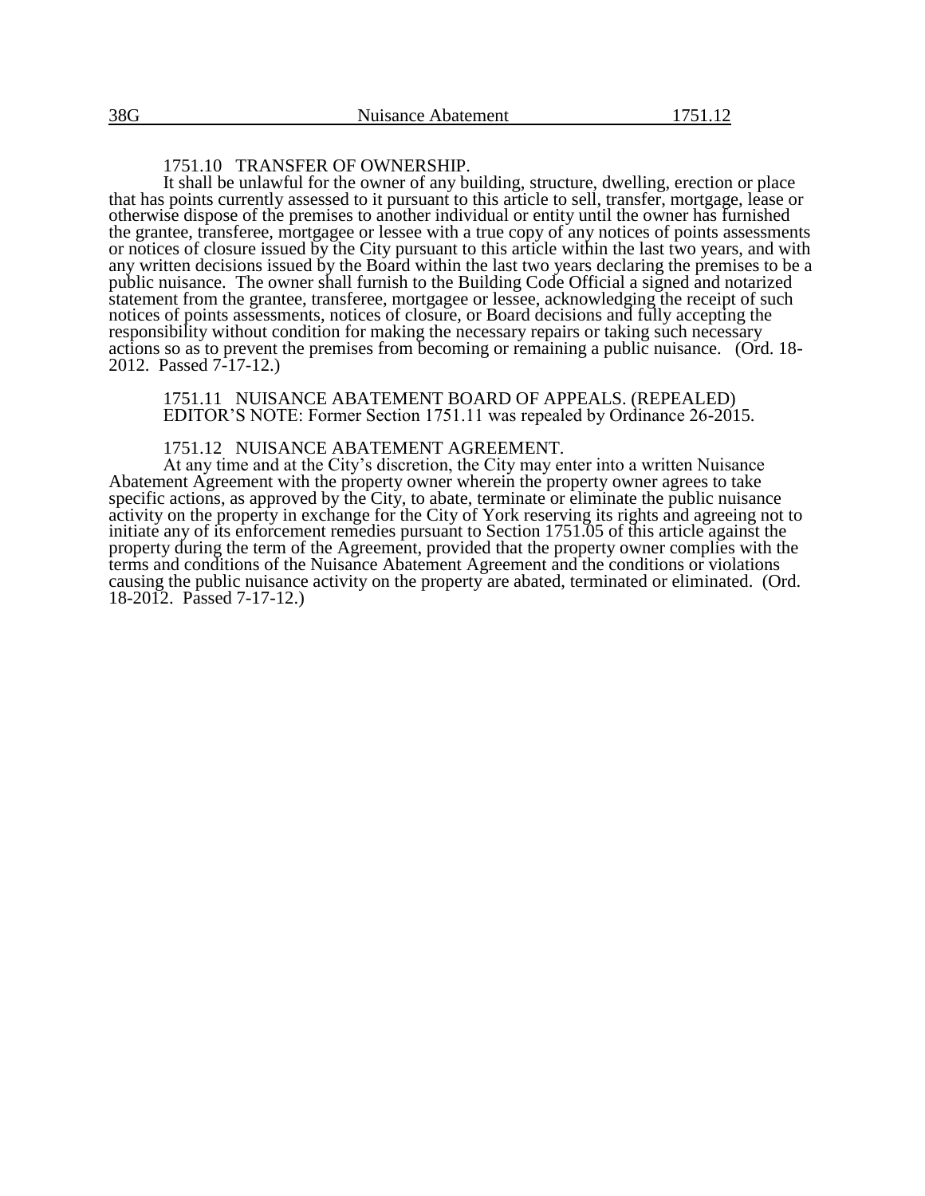### 1751.10 TRANSFER OF OWNERSHIP.

It shall be unlawful for the owner of any building, structure, dwelling, erection or place that has points currently assessed to it pursuant to this article to sell, transfer, mortgage, lease or otherwise dispose of the premises to another individual or entity until the owner has furnished the grantee, transferee, mortgagee or lessee with a true copy of any notices of points assessments or notices of closure issued by the City pursuant to this article within the last two years, and with any written decisions issued by the Board within the last two years declaring the premises to be a public nuisance. The owner shall furnish to the Building Code Official a signed and notarized statement from the grantee, transferee, mortgagee or lessee, acknowledging the receipt of such notices of points assessments, notices of closure, or Board decisions and fully accepting the responsibility without condition for making the necessary repairs or taking such necessary actions so as to prevent the premises from becoming or remaining a public nuisance. (Ord. 18-2012. Passed 7-17-12.)

### 1751.11 NUISANCE ABATEMENT BOARD OF APPEALS. (REPEALED)

EDITOR'S NOTE: Former Section 1751.11 was repealed by Ordinance 26-2015.

### 1751.12 NUISANCE ABATEMENT AGREEMENT.

At any time and at the City's discretion, the City may enter into a written Nuisance Abatement Agreement with the property owner wherein the property owner agrees to take specific actions, as approved by the City, to abate, terminate or eliminate the public nuisance activity on the property in exchange for the City of York reserving its rights and agreeing not to initiate any of its enforcement remedies pursuant to Section 1751.05 of this article against the property during the term of the Agreement, provided that the property owner complies with the terms and conditions of the Nuisance Abatement Agreement and the conditions or violations causing the public nuisance activity on the property are abated, terminated or eliminated. (Ord. 18-2012. Passed 7-17-12.)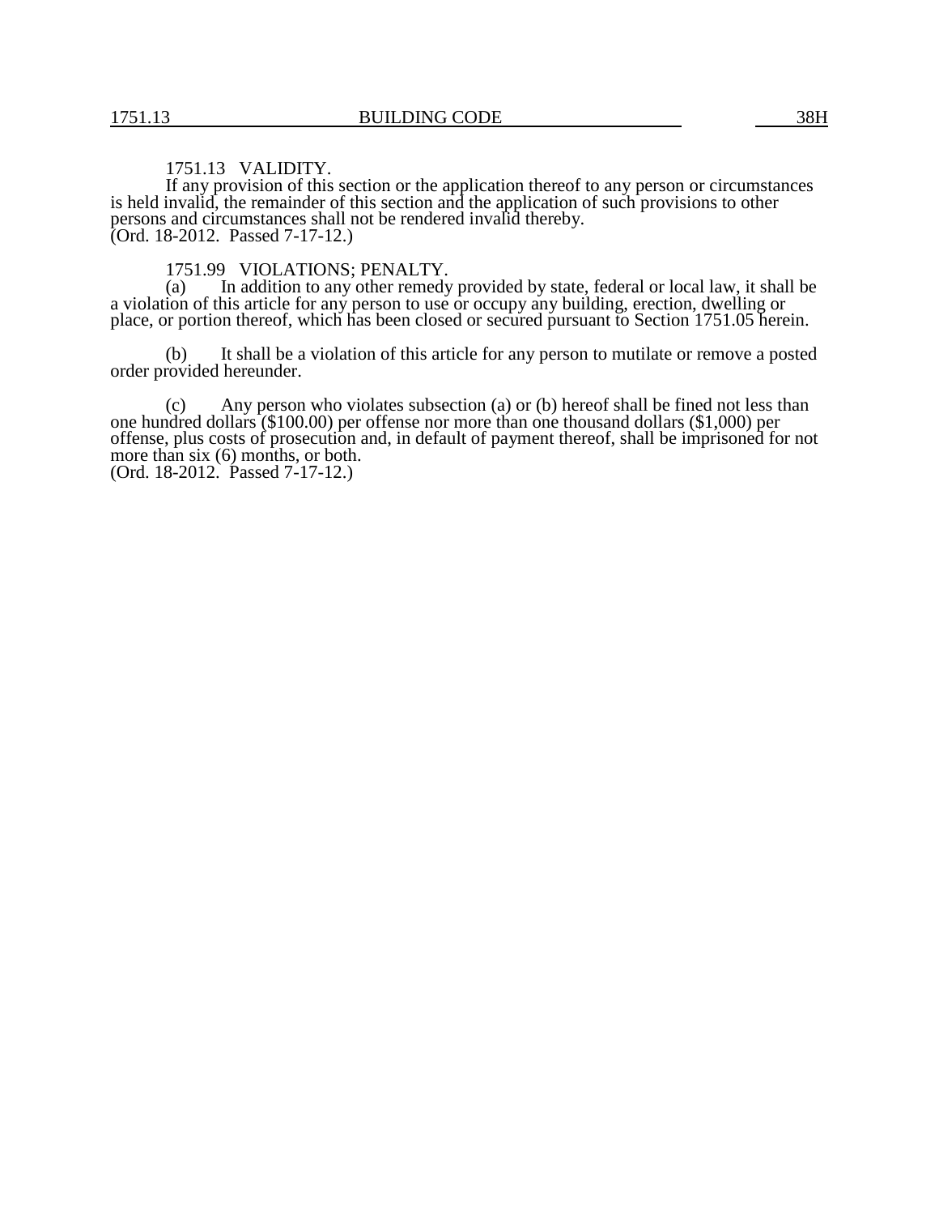1751.13 VALIDITY.

If any provision of this section or the application thereof to any person or circumstances is held invalid, the remainder of this section and the application of such provisions to other persons and circumstances shall not be rendered invalid thereby.
(Ord. 18-2012. Passed 7-17-12.)

1751.99 VIOLATIONS; PENALTY.

(a) In addition to any other remedy provided by state, federal or local law, it shall be a violation of this article for any person to use or occupy any building, erection, dwelling or place, or portion thereof, which has been closed or secured pursuant to Section 1751.05 herein.

(b) It shall be a violation of this article for any person to mutilate or remove a posted order provided hereunder.

(c) Any person who violates subsection (a) or (b) hereof shall be fined not less than one hundred dollars ($100.00) per offense nor more than one thousand dollars ($1,000) per offense, plus costs of prosecution and, in default of payment thereof, shall be imprisoned for not more than six (6) months, or both.
(Ord. 18-2012. Passed 7-17-12.)